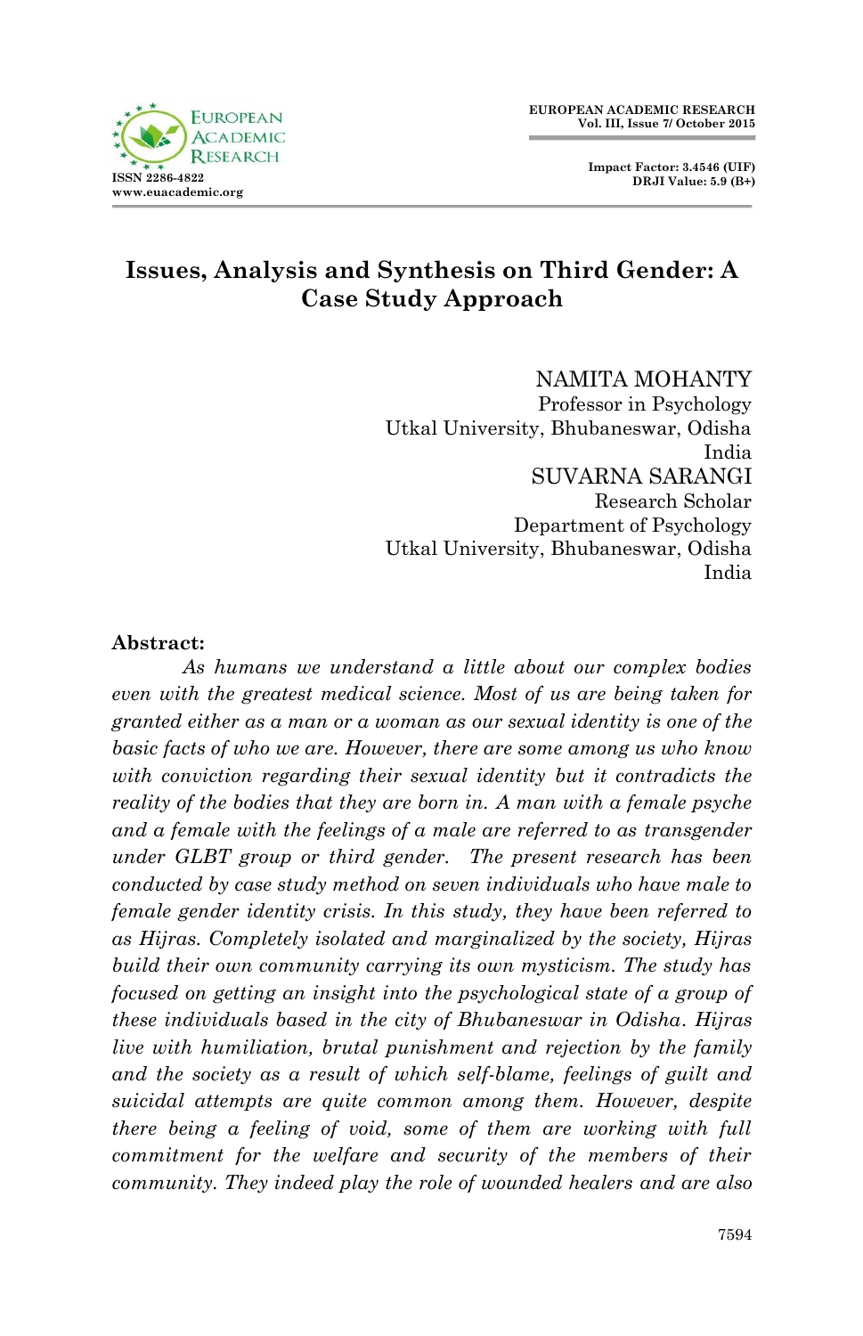# Issues, Analysis and Synthesis on Third Gender: A Case Study Approach

NAMITA MOHANTY  
Professor in Psychology  
Utkal University, Bhubaneswar, Odisha  
India

SUVARNA SARANGI  
Research Scholar  
Department of Psychology  
Utkal University, Bhubaneswar, Odisha  
India

**Abstract:**

*As humans we understand a little about our complex bodies even with the greatest medical science. Most of us are being taken for granted either as a man or a woman as our sexual identity is one of the basic facts of who we are. However, there are some among us who know with conviction regarding their sexual identity but it contradicts the reality of the bodies that they are born in. A man with a female psyche and a female with the feelings of a male are referred to as transgender under GLBT group or third gender. The present research has been conducted by case study method on seven individuals who have male to female gender identity crisis. In this study, they have been referred to as Hijras. Completely isolated and marginalized by the society, Hijras build their own community carrying its own mysticism. The study has focused on getting an insight into the psychological state of a group of these individuals based in the city of Bhubaneswar in Odisha. Hijras live with humiliation, brutal punishment and rejection by the family and the society as a result of which self-blame, feelings of guilt and suicidal attempts are quite common among them. However, despite there being a feeling of void, some of them are working with full commitment for the welfare and security of the members of their community. They indeed play the role of wounded healers and are also*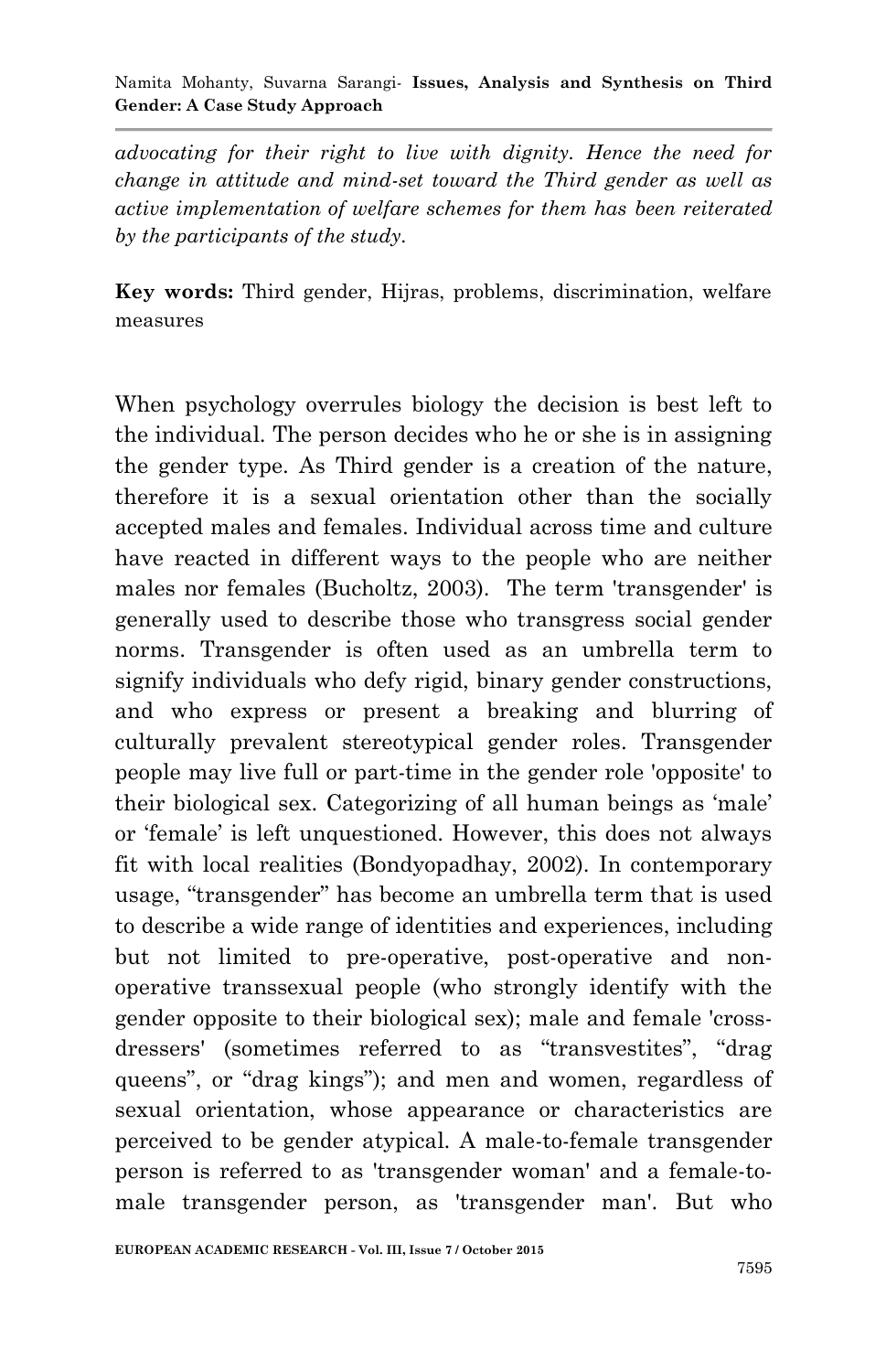*advocating for their right to live with dignity. Hence the need for change in attitude and mind-set toward the Third gender as well as active implementation of welfare schemes for them has been reiterated by the participants of the study.*

**Key words:** Third gender, Hijras, problems, discrimination, welfare measures

When psychology overrules biology the decision is best left to the individual. The person decides who he or she is in assigning the gender type. As Third gender is a creation of the nature, therefore it is a sexual orientation other than the socially accepted males and females. Individual across time and culture have reacted in different ways to the people who are neither males nor females (Bucholtz, 2003). The term 'transgender' is generally used to describe those who transgress social gender norms. Transgender is often used as an umbrella term to signify individuals who defy rigid, binary gender constructions, and who express or present a breaking and blurring of culturally prevalent stereotypical gender roles. Transgender people may live full or part-time in the gender role 'opposite' to their biological sex. Categorizing of all human beings as 'male' or 'female' is left unquestioned. However, this does not always fit with local realities (Bondyopadhay, 2002). In contemporary usage, "transgender" has become an umbrella term that is used to describe a wide range of identities and experiences, including but not limited to pre-operative, post-operative and non-operative transsexual people (who strongly identify with the gender opposite to their biological sex); male and female 'cross-dressers' (sometimes referred to as "transvestites", "drag queens", or "drag kings"); and men and women, regardless of sexual orientation, whose appearance or characteristics are perceived to be gender atypical. A male-to-female transgender person is referred to as 'transgender woman' and a female-to-male transgender person, as 'transgender man'. But who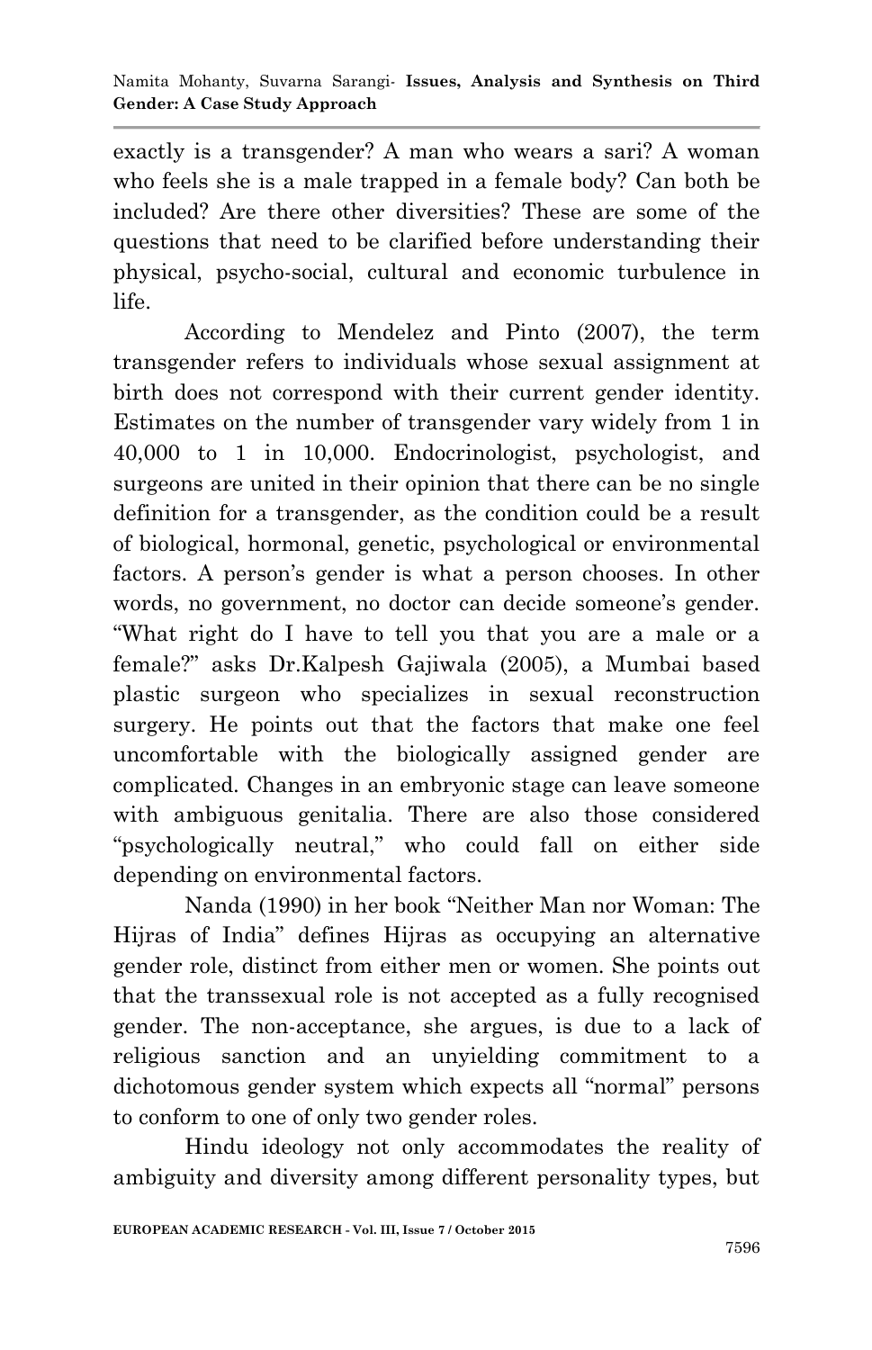exactly is a transgender? A man who wears a sari? A woman who feels she is a male trapped in a female body? Can both be included? Are there other diversities? These are some of the questions that need to be clarified before understanding their physical, psycho-social, cultural and economic turbulence in life.

According to Mendelez and Pinto (2007), the term transgender refers to individuals whose sexual assignment at birth does not correspond with their current gender identity. Estimates on the number of transgender vary widely from 1 in 40,000 to 1 in 10,000. Endocrinologist, psychologist, and surgeons are united in their opinion that there can be no single definition for a transgender, as the condition could be a result of biological, hormonal, genetic, psychological or environmental factors. A person's gender is what a person chooses. In other words, no government, no doctor can decide someone's gender. "What right do I have to tell you that you are a male or a female?" asks Dr.Kalpesh Gajiwala (2005), a Mumbai based plastic surgeon who specializes in sexual reconstruction surgery. He points out that the factors that make one feel uncomfortable with the biologically assigned gender are complicated. Changes in an embryonic stage can leave someone with ambiguous genitalia. There are also those considered "psychologically neutral," who could fall on either side depending on environmental factors.

Nanda (1990) in her book "Neither Man nor Woman: The Hijras of India" defines Hijras as occupying an alternative gender role, distinct from either men or women. She points out that the transsexual role is not accepted as a fully recognised gender. The non-acceptance, she argues, is due to a lack of religious sanction and an unyielding commitment to a dichotomous gender system which expects all "normal" persons to conform to one of only two gender roles.

Hindu ideology not only accommodates the reality of ambiguity and diversity among different personality types, but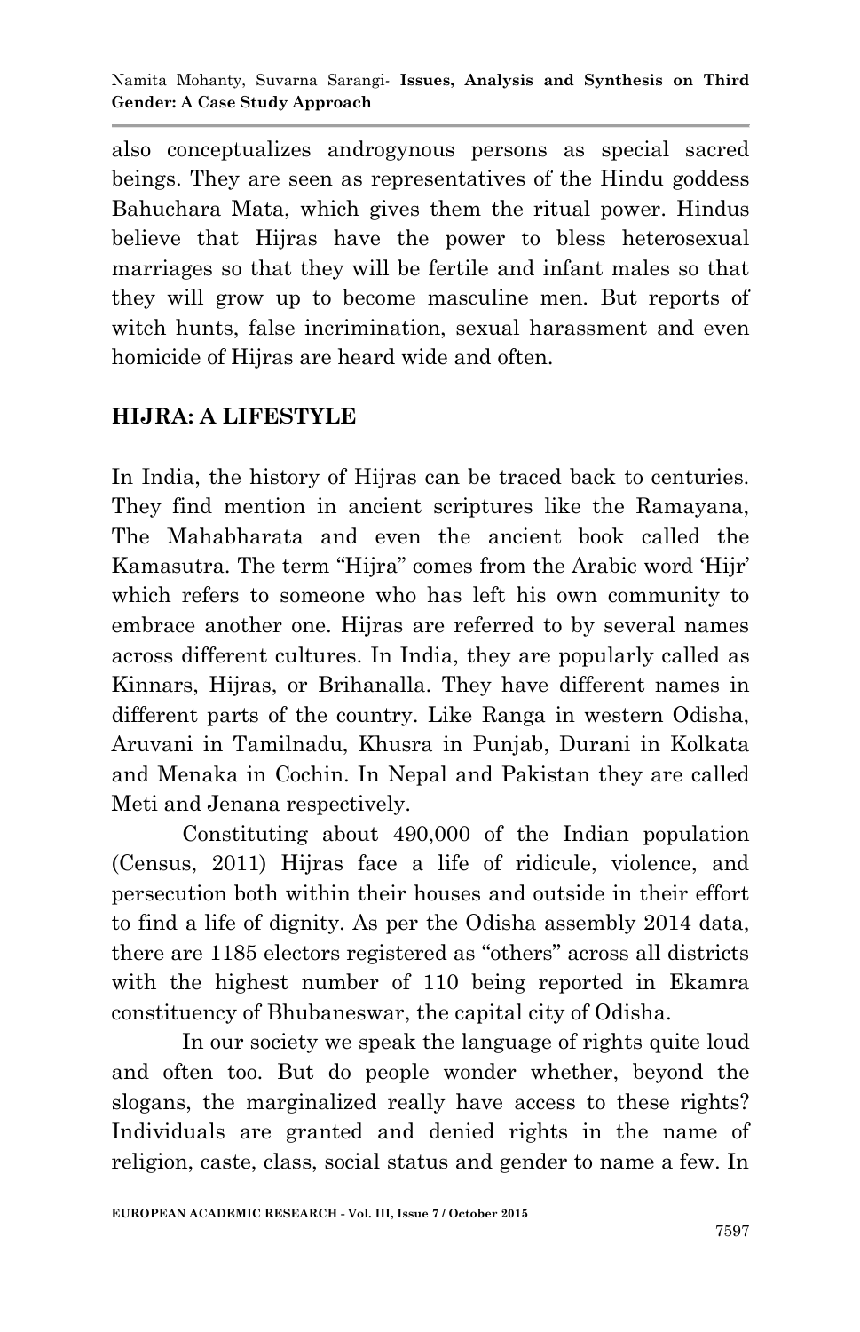also conceptualizes androgynous persons as special sacred beings. They are seen as representatives of the Hindu goddess Bahuchara Mata, which gives them the ritual power. Hindus believe that Hijras have the power to bless heterosexual marriages so that they will be fertile and infant males so that they will grow up to become masculine men. But reports of witch hunts, false incrimination, sexual harassment and even homicide of Hijras are heard wide and often.

## HIJRA: A LIFESTYLE

In India, the history of Hijras can be traced back to centuries. They find mention in ancient scriptures like the Ramayana, The Mahabharata and even the ancient book called the Kamasutra. The term "Hijra" comes from the Arabic word 'Hijr' which refers to someone who has left his own community to embrace another one. Hijras are referred to by several names across different cultures. In India, they are popularly called as Kinnars, Hijras, or Brihanalla. They have different names in different parts of the country. Like Ranga in western Odisha, Aruvani in Tamilnadu, Khusra in Punjab, Durani in Kolkata and Menaka in Cochin. In Nepal and Pakistan they are called Meti and Jenana respectively.

Constituting about 490,000 of the Indian population (Census, 2011) Hijras face a life of ridicule, violence, and persecution both within their houses and outside in their effort to find a life of dignity. As per the Odisha assembly 2014 data, there are 1185 electors registered as "others" across all districts with the highest number of 110 being reported in Ekamra constituency of Bhubaneswar, the capital city of Odisha.

In our society we speak the language of rights quite loud and often too. But do people wonder whether, beyond the slogans, the marginalized really have access to these rights? Individuals are granted and denied rights in the name of religion, caste, class, social status and gender to name a few. In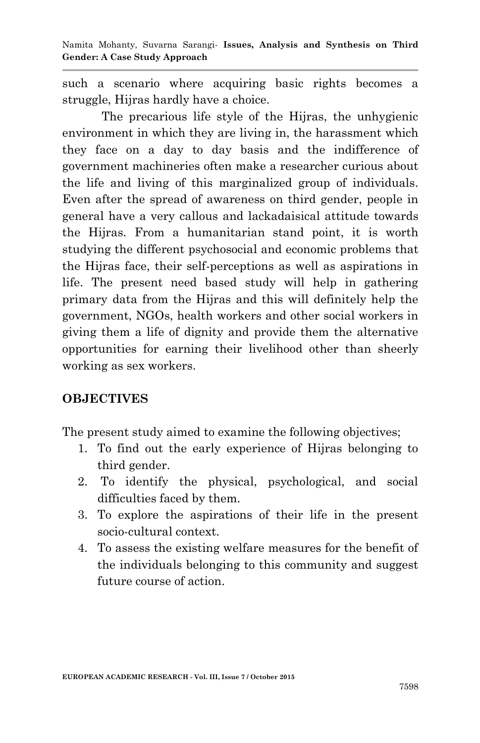such a scenario where acquiring basic rights becomes a struggle, Hijras hardly have a choice.

The precarious life style of the Hijras, the unhygienic environment in which they are living in, the harassment which they face on a day to day basis and the indifference of government machineries often make a researcher curious about the life and living of this marginalized group of individuals. Even after the spread of awareness on third gender, people in general have a very callous and lackadaisical attitude towards the Hijras. From a humanitarian stand point, it is worth studying the different psychosocial and economic problems that the Hijras face, their self-perceptions as well as aspirations in life. The present need based study will help in gathering primary data from the Hijras and this will definitely help the government, NGOs, health workers and other social workers in giving them a life of dignity and provide them the alternative opportunities for earning their livelihood other than sheerly working as sex workers.

## OBJECTIVES

The present study aimed to examine the following objectives;

1. To find out the early experience of Hijras belonging to third gender.
2. To identify the physical, psychological, and social difficulties faced by them.
3. To explore the aspirations of their life in the present socio-cultural context.
4. To assess the existing welfare measures for the benefit of the individuals belonging to this community and suggest future course of action.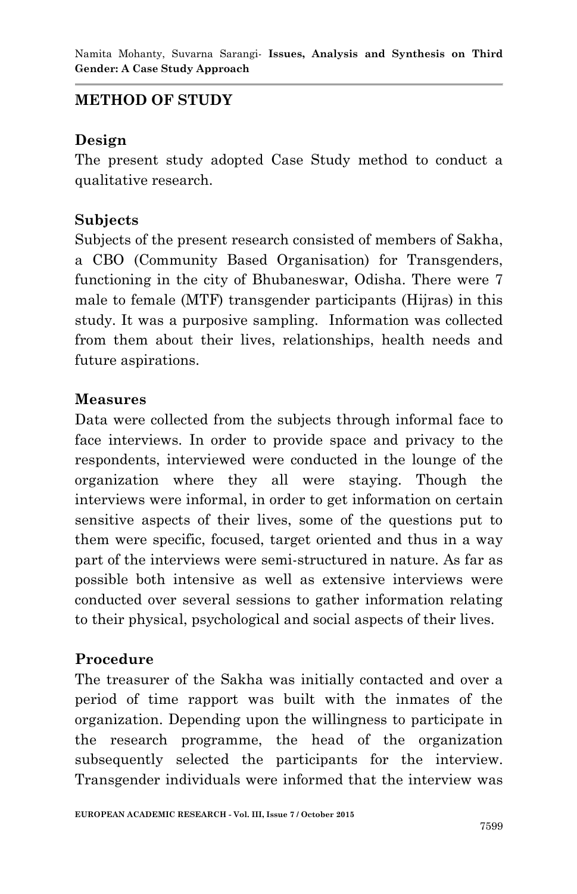## METHOD OF STUDY

### Design

The present study adopted Case Study method to conduct a qualitative research.

### Subjects

Subjects of the present research consisted of members of Sakha, a CBO (Community Based Organisation) for Transgenders, functioning in the city of Bhubaneswar, Odisha. There were 7 male to female (MTF) transgender participants (Hijras) in this study. It was a purposive sampling. Information was collected from them about their lives, relationships, health needs and future aspirations.

### Measures

Data were collected from the subjects through informal face to face interviews. In order to provide space and privacy to the respondents, interviewed were conducted in the lounge of the organization where they all were staying. Though the interviews were informal, in order to get information on certain sensitive aspects of their lives, some of the questions put to them were specific, focused, target oriented and thus in a way part of the interviews were semi-structured in nature. As far as possible both intensive as well as extensive interviews were conducted over several sessions to gather information relating to their physical, psychological and social aspects of their lives.

### Procedure

The treasurer of the Sakha was initially contacted and over a period of time rapport was built with the inmates of the organization. Depending upon the willingness to participate in the research programme, the head of the organization subsequently selected the participants for the interview. Transgender individuals were informed that the interview was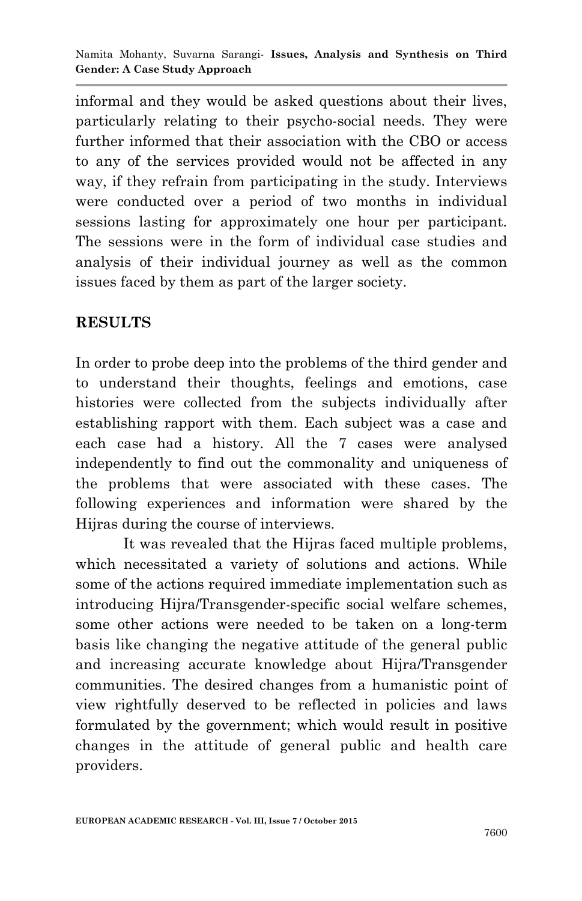informal and they would be asked questions about their lives, particularly relating to their psycho-social needs. They were further informed that their association with the CBO or access to any of the services provided would not be affected in any way, if they refrain from participating in the study. Interviews were conducted over a period of two months in individual sessions lasting for approximately one hour per participant. The sessions were in the form of individual case studies and analysis of their individual journey as well as the common issues faced by them as part of the larger society.

## RESULTS

In order to probe deep into the problems of the third gender and to understand their thoughts, feelings and emotions, case histories were collected from the subjects individually after establishing rapport with them. Each subject was a case and each case had a history. All the 7 cases were analysed independently to find out the commonality and uniqueness of the problems that were associated with these cases. The following experiences and information were shared by the Hijras during the course of interviews.

It was revealed that the Hijras faced multiple problems, which necessitated a variety of solutions and actions. While some of the actions required immediate implementation such as introducing Hijra/Transgender-specific social welfare schemes, some other actions were needed to be taken on a long-term basis like changing the negative attitude of the general public and increasing accurate knowledge about Hijra/Transgender communities. The desired changes from a humanistic point of view rightfully deserved to be reflected in policies and laws formulated by the government; which would result in positive changes in the attitude of general public and health care providers.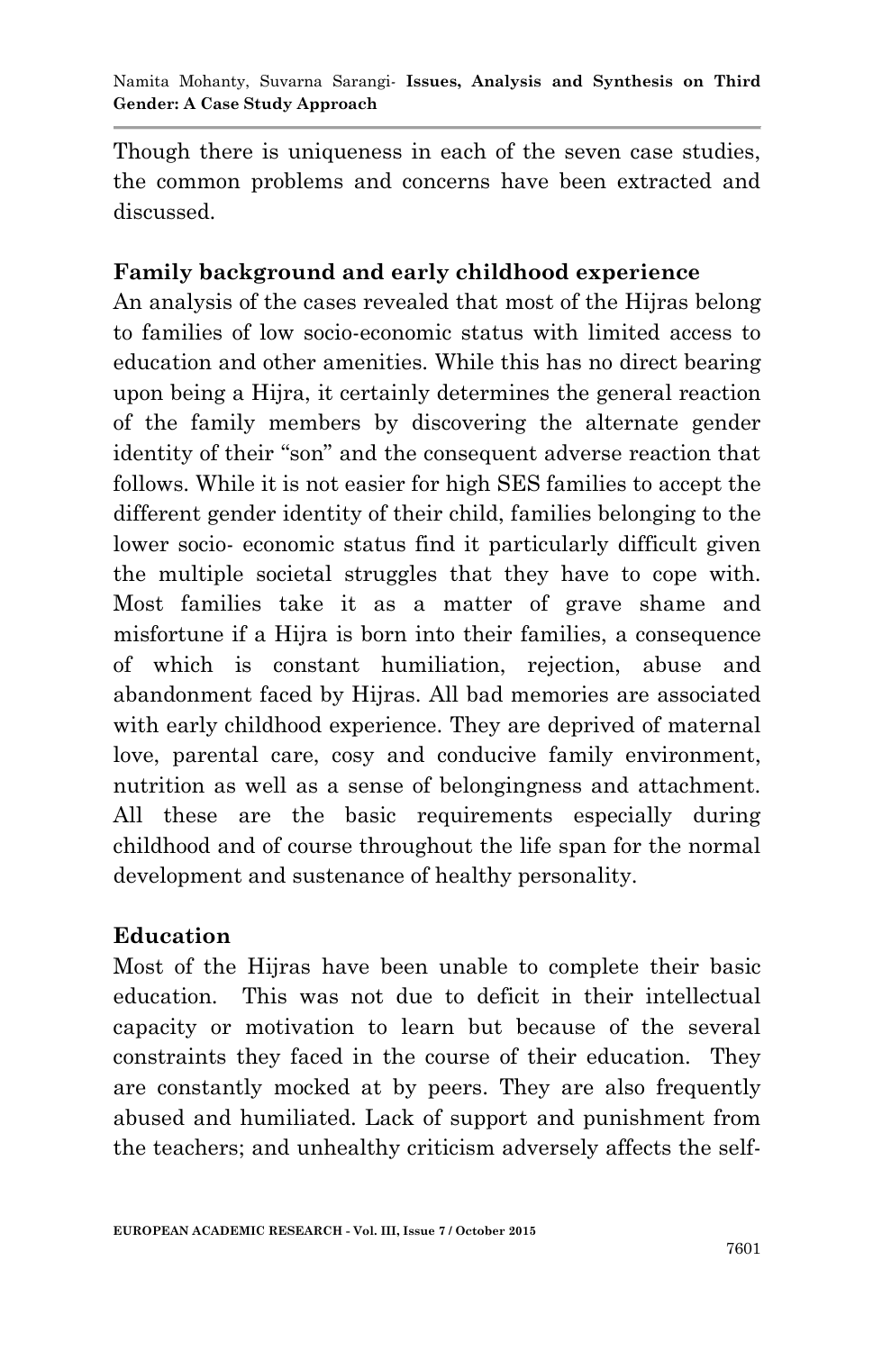Though there is uniqueness in each of the seven case studies, the common problems and concerns have been extracted and discussed.

**Family background and early childhood experience**

An analysis of the cases revealed that most of the Hijras belong to families of low socio-economic status with limited access to education and other amenities. While this has no direct bearing upon being a Hijra, it certainly determines the general reaction of the family members by discovering the alternate gender identity of their "son" and the consequent adverse reaction that follows. While it is not easier for high SES families to accept the different gender identity of their child, families belonging to the lower socio- economic status find it particularly difficult given the multiple societal struggles that they have to cope with. Most families take it as a matter of grave shame and misfortune if a Hijra is born into their families, a consequence of which is constant humiliation, rejection, abuse and abandonment faced by Hijras. All bad memories are associated with early childhood experience. They are deprived of maternal love, parental care, cosy and conducive family environment, nutrition as well as a sense of belongingness and attachment. All these are the basic requirements especially during childhood and of course throughout the life span for the normal development and sustenance of healthy personality.

**Education**

Most of the Hijras have been unable to complete their basic education. This was not due to deficit in their intellectual capacity or motivation to learn but because of the several constraints they faced in the course of their education. They are constantly mocked at by peers. They are also frequently abused and humiliated. Lack of support and punishment from the teachers; and unhealthy criticism adversely affects the self-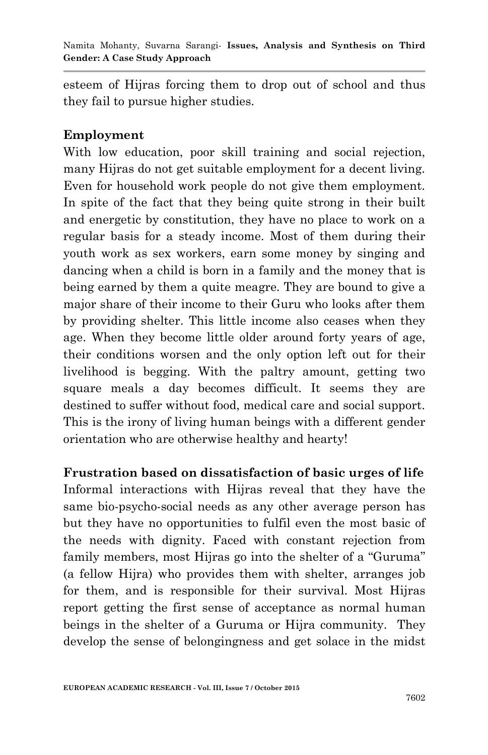esteem of Hijras forcing them to drop out of school and thus they fail to pursue higher studies.

**Employment**

With low education, poor skill training and social rejection, many Hijras do not get suitable employment for a decent living. Even for household work people do not give them employment. In spite of the fact that they being quite strong in their built and energetic by constitution, they have no place to work on a regular basis for a steady income. Most of them during their youth work as sex workers, earn some money by singing and dancing when a child is born in a family and the money that is being earned by them a quite meagre. They are bound to give a major share of their income to their Guru who looks after them by providing shelter. This little income also ceases when they age. When they become little older around forty years of age, their conditions worsen and the only option left out for their livelihood is begging. With the paltry amount, getting two square meals a day becomes difficult. It seems they are destined to suffer without food, medical care and social support. This is the irony of living human beings with a different gender orientation who are otherwise healthy and hearty!

**Frustration based on dissatisfaction of basic urges of life**

Informal interactions with Hijras reveal that they have the same bio-psycho-social needs as any other average person has but they have no opportunities to fulfil even the most basic of the needs with dignity. Faced with constant rejection from family members, most Hijras go into the shelter of a "Guruma" (a fellow Hijra) who provides them with shelter, arranges job for them, and is responsible for their survival. Most Hijras report getting the first sense of acceptance as normal human beings in the shelter of a Guruma or Hijra community. They develop the sense of belongingness and get solace in the midst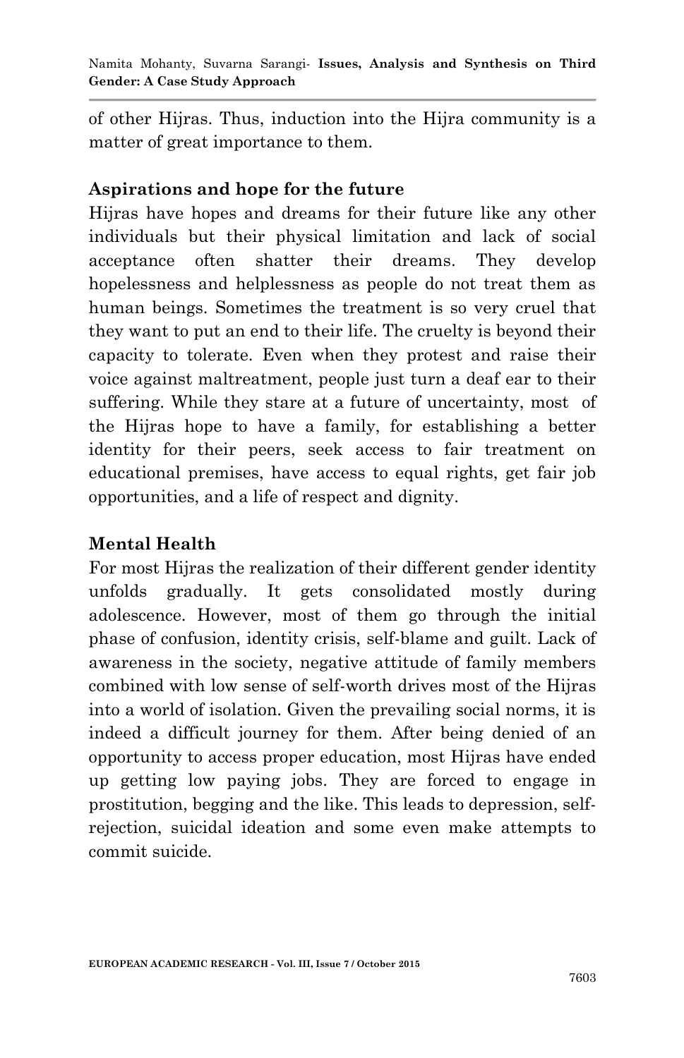of other Hijras. Thus, induction into the Hijra community is a matter of great importance to them.

## Aspirations and hope for the future

Hijras have hopes and dreams for their future like any other individuals but their physical limitation and lack of social acceptance often shatter their dreams. They develop hopelessness and helplessness as people do not treat them as human beings. Sometimes the treatment is so very cruel that they want to put an end to their life. The cruelty is beyond their capacity to tolerate. Even when they protest and raise their voice against maltreatment, people just turn a deaf ear to their suffering. While they stare at a future of uncertainty, most of the Hijras hope to have a family, for establishing a better identity for their peers, seek access to fair treatment on educational premises, have access to equal rights, get fair job opportunities, and a life of respect and dignity.

## Mental Health

For most Hijras the realization of their different gender identity unfolds gradually. It gets consolidated mostly during adolescence. However, most of them go through the initial phase of confusion, identity crisis, self-blame and guilt. Lack of awareness in the society, negative attitude of family members combined with low sense of self-worth drives most of the Hijras into a world of isolation. Given the prevailing social norms, it is indeed a difficult journey for them. After being denied of an opportunity to access proper education, most Hijras have ended up getting low paying jobs. They are forced to engage in prostitution, begging and the like. This leads to depression, self-rejection, suicidal ideation and some even make attempts to commit suicide.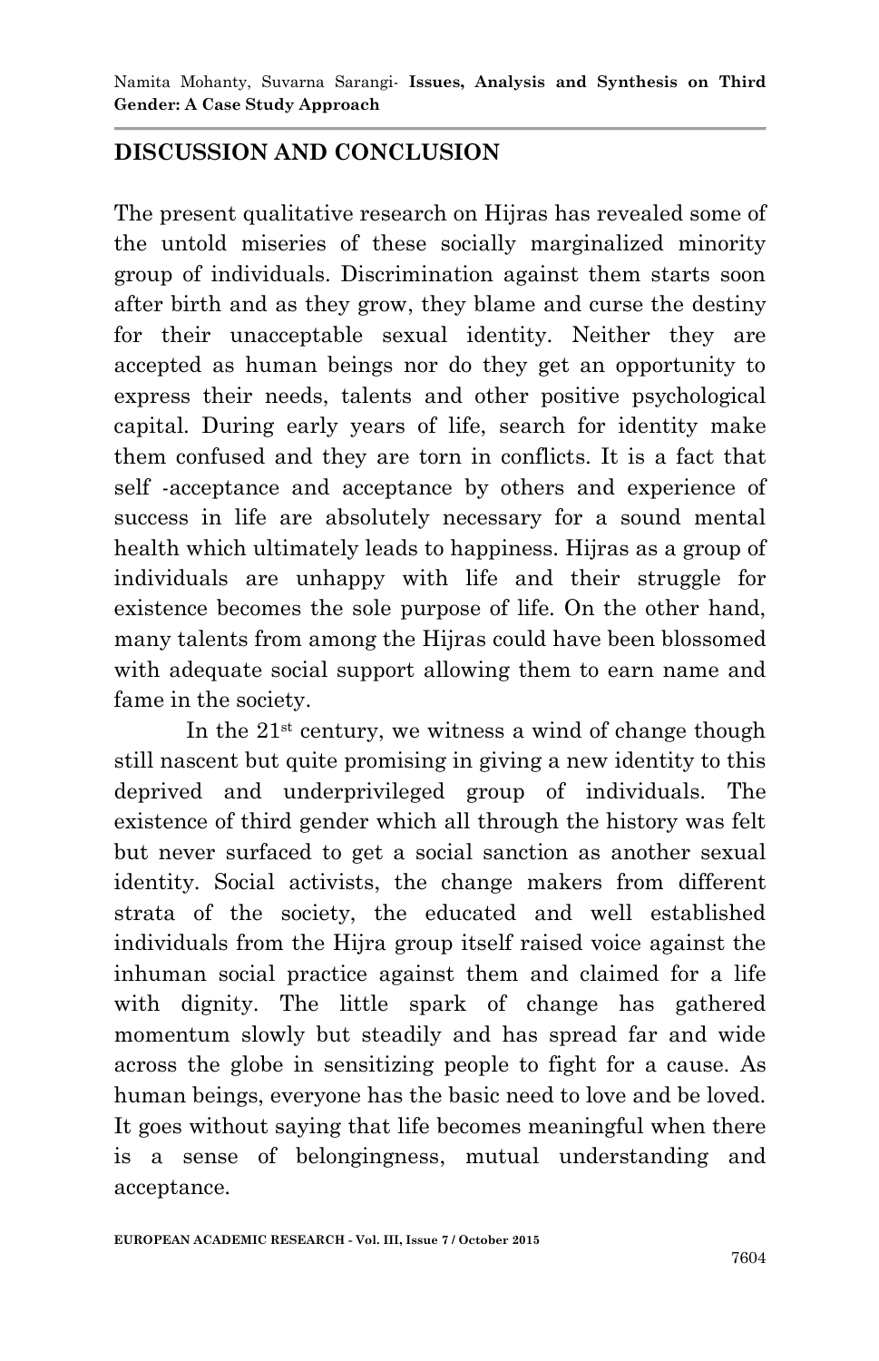## DISCUSSION AND CONCLUSION

The present qualitative research on Hijras has revealed some of the untold miseries of these socially marginalized minority group of individuals. Discrimination against them starts soon after birth and as they grow, they blame and curse the destiny for their unacceptable sexual identity. Neither they are accepted as human beings nor do they get an opportunity to express their needs, talents and other positive psychological capital. During early years of life, search for identity make them confused and they are torn in conflicts. It is a fact that self -acceptance and acceptance by others and experience of success in life are absolutely necessary for a sound mental health which ultimately leads to happiness. Hijras as a group of individuals are unhappy with life and their struggle for existence becomes the sole purpose of life. On the other hand, many talents from among the Hijras could have been blossomed with adequate social support allowing them to earn name and fame in the society.

In the 21st century, we witness a wind of change though still nascent but quite promising in giving a new identity to this deprived and underprivileged group of individuals. The existence of third gender which all through the history was felt but never surfaced to get a social sanction as another sexual identity. Social activists, the change makers from different strata of the society, the educated and well established individuals from the Hijra group itself raised voice against the inhuman social practice against them and claimed for a life with dignity. The little spark of change has gathered momentum slowly but steadily and has spread far and wide across the globe in sensitizing people to fight for a cause. As human beings, everyone has the basic need to love and be loved. It goes without saying that life becomes meaningful when there is a sense of belongingness, mutual understanding and acceptance.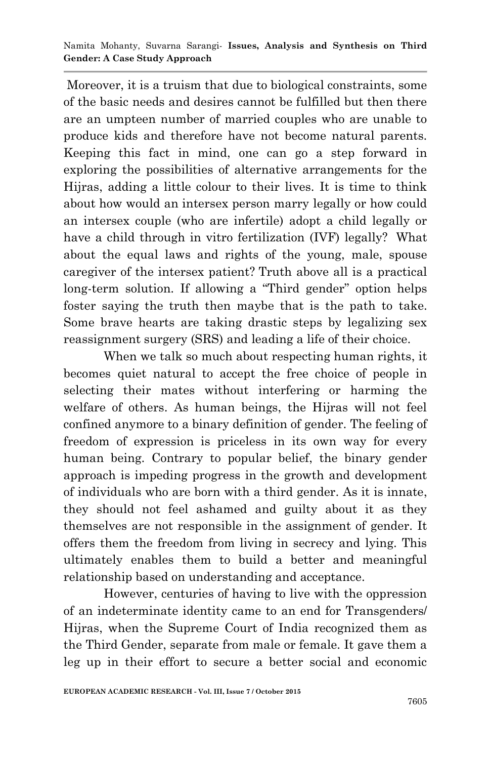Moreover, it is a truism that due to biological constraints, some of the basic needs and desires cannot be fulfilled but then there are an umpteen number of married couples who are unable to produce kids and therefore have not become natural parents. Keeping this fact in mind, one can go a step forward in exploring the possibilities of alternative arrangements for the Hijras, adding a little colour to their lives. It is time to think about how would an intersex person marry legally or how could an intersex couple (who are infertile) adopt a child legally or have a child through in vitro fertilization (IVF) legally? What about the equal laws and rights of the young, male, spouse caregiver of the intersex patient? Truth above all is a practical long-term solution. If allowing a "Third gender" option helps foster saying the truth then maybe that is the path to take. Some brave hearts are taking drastic steps by legalizing sex reassignment surgery (SRS) and leading a life of their choice.

When we talk so much about respecting human rights, it becomes quiet natural to accept the free choice of people in selecting their mates without interfering or harming the welfare of others. As human beings, the Hijras will not feel confined anymore to a binary definition of gender. The feeling of freedom of expression is priceless in its own way for every human being. Contrary to popular belief, the binary gender approach is impeding progress in the growth and development of individuals who are born with a third gender. As it is innate, they should not feel ashamed and guilty about it as they themselves are not responsible in the assignment of gender. It offers them the freedom from living in secrecy and lying. This ultimately enables them to build a better and meaningful relationship based on understanding and acceptance.

However, centuries of having to live with the oppression of an indeterminate identity came to an end for Transgenders/ Hijras, when the Supreme Court of India recognized them as the Third Gender, separate from male or female. It gave them a leg up in their effort to secure a better social and economic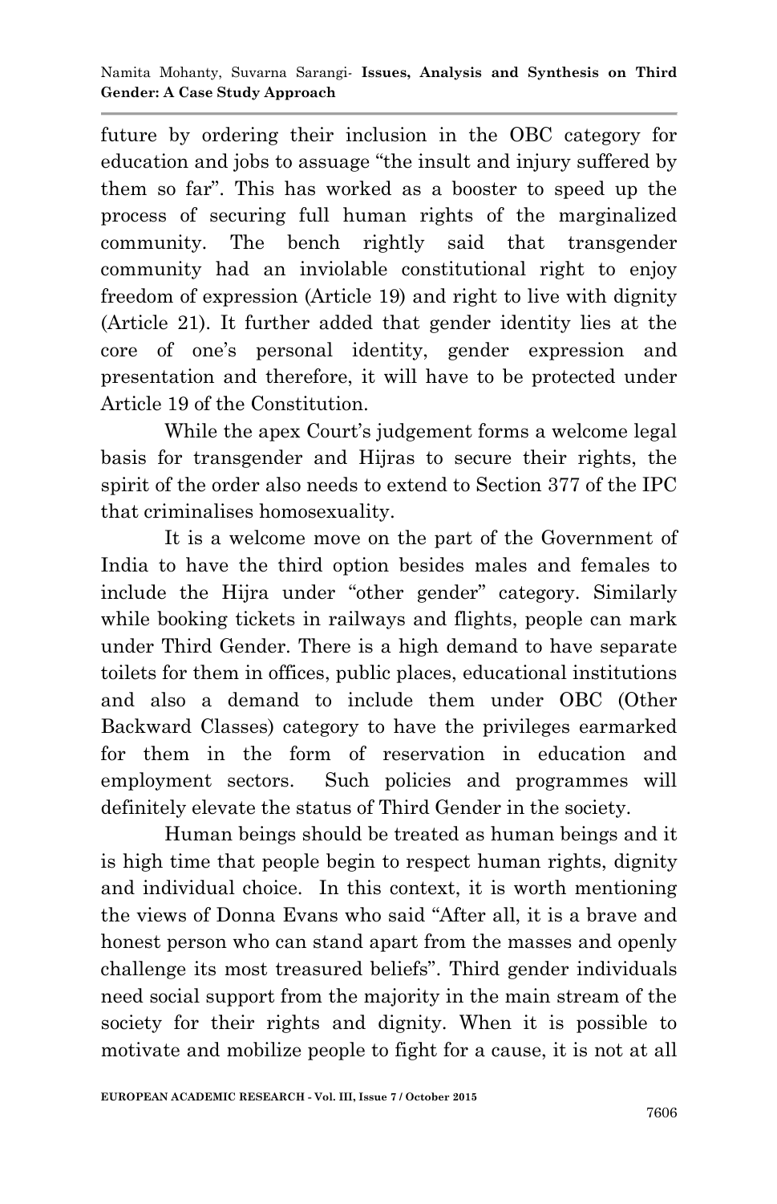future by ordering their inclusion in the OBC category for education and jobs to assuage "the insult and injury suffered by them so far". This has worked as a booster to speed up the process of securing full human rights of the marginalized community. The bench rightly said that transgender community had an inviolable constitutional right to enjoy freedom of expression (Article 19) and right to live with dignity (Article 21). It further added that gender identity lies at the core of one's personal identity, gender expression and presentation and therefore, it will have to be protected under Article 19 of the Constitution.

While the apex Court's judgement forms a welcome legal basis for transgender and Hijras to secure their rights, the spirit of the order also needs to extend to Section 377 of the IPC that criminalises homosexuality.

It is a welcome move on the part of the Government of India to have the third option besides males and females to include the Hijra under "other gender" category. Similarly while booking tickets in railways and flights, people can mark under Third Gender. There is a high demand to have separate toilets for them in offices, public places, educational institutions and also a demand to include them under OBC (Other Backward Classes) category to have the privileges earmarked for them in the form of reservation in education and employment sectors. Such policies and programmes will definitely elevate the status of Third Gender in the society.

Human beings should be treated as human beings and it is high time that people begin to respect human rights, dignity and individual choice. In this context, it is worth mentioning the views of Donna Evans who said "After all, it is a brave and honest person who can stand apart from the masses and openly challenge its most treasured beliefs". Third gender individuals need social support from the majority in the main stream of the society for their rights and dignity. When it is possible to motivate and mobilize people to fight for a cause, it is not at all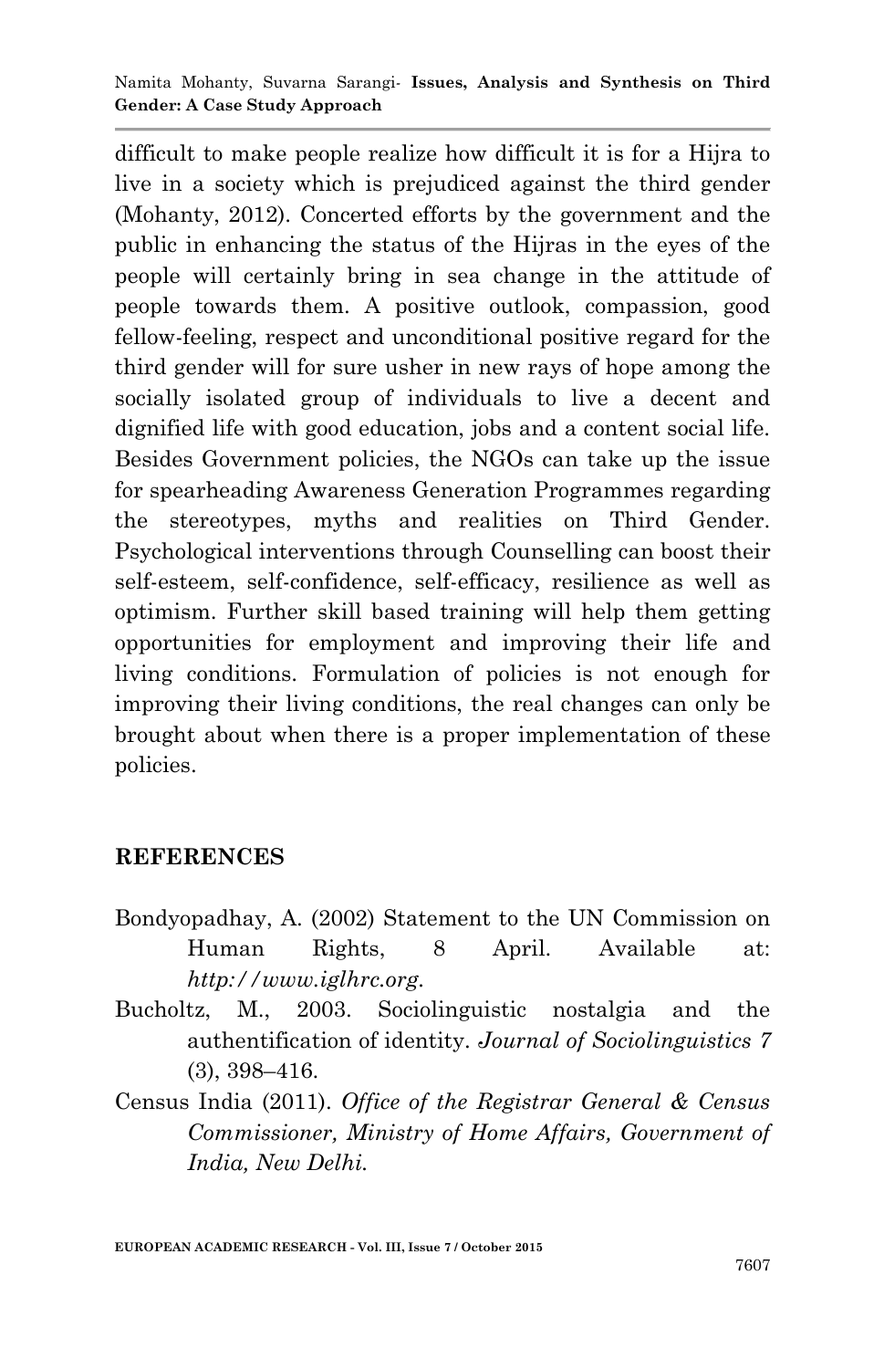difficult to make people realize how difficult it is for a Hijra to live in a society which is prejudiced against the third gender (Mohanty, 2012). Concerted efforts by the government and the public in enhancing the status of the Hijras in the eyes of the people will certainly bring in sea change in the attitude of people towards them. A positive outlook, compassion, good fellow-feeling, respect and unconditional positive regard for the third gender will for sure usher in new rays of hope among the socially isolated group of individuals to live a decent and dignified life with good education, jobs and a content social life. Besides Government policies, the NGOs can take up the issue for spearheading Awareness Generation Programmes regarding the stereotypes, myths and realities on Third Gender. Psychological interventions through Counselling can boost their self-esteem, self-confidence, self-efficacy, resilience as well as optimism. Further skill based training will help them getting opportunities for employment and improving their life and living conditions. Formulation of policies is not enough for improving their living conditions, the real changes can only be brought about when there is a proper implementation of these policies.

## REFERENCES

Bondyopadhay, A. (2002) Statement to the UN Commission on Human Rights, 8 April. Available at: *http://www.iglhrc.org*.

Bucholtz, M., 2003. Sociolinguistic nostalgia and the authentification of identity. *Journal of Sociolinguistics 7* (3), 398–416.

Census India (2011). *Office of the Registrar General & Census Commissioner, Ministry of Home Affairs, Government of India, New Delhi.*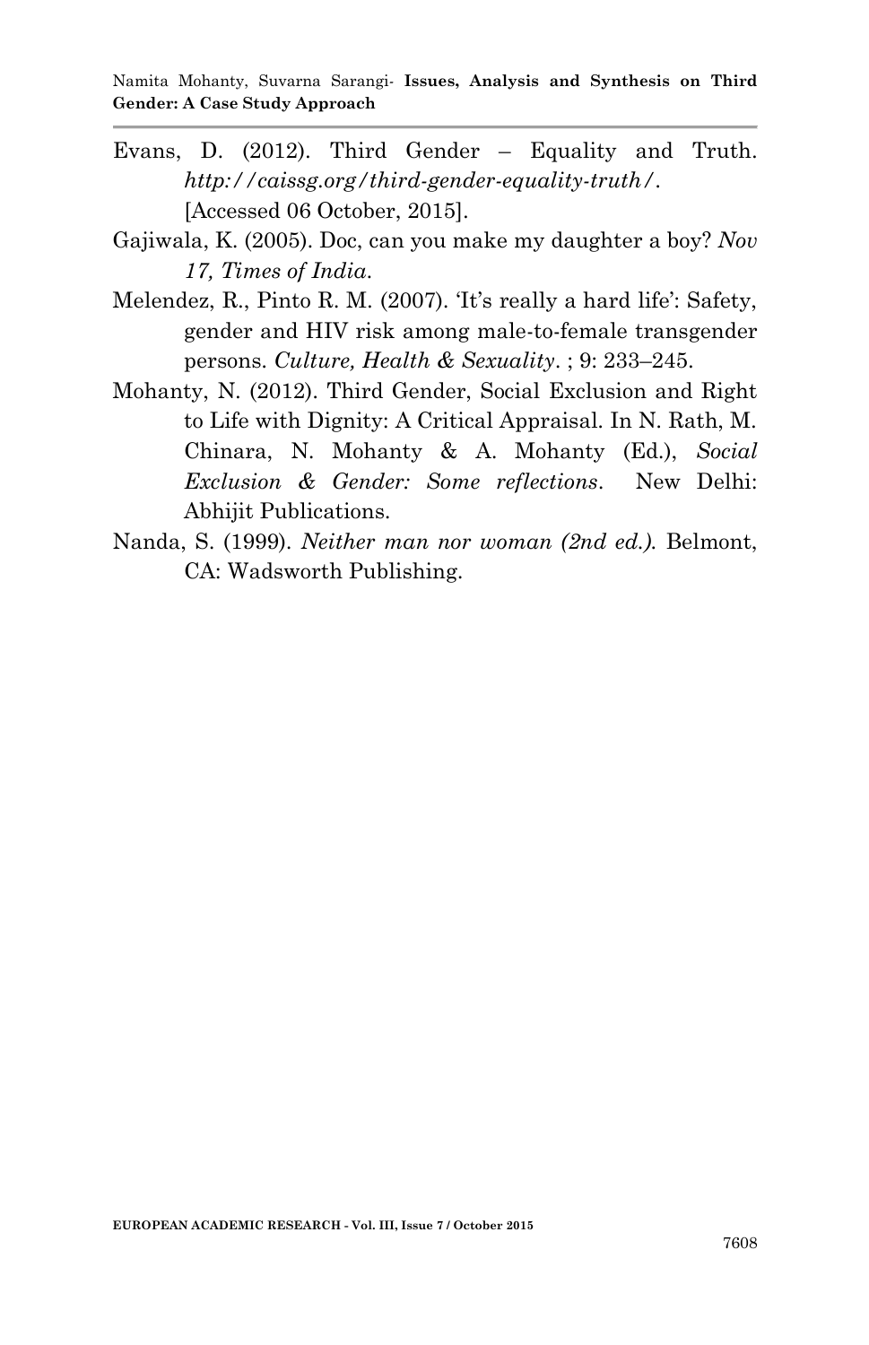Evans, D. (2012). Third Gender – Equality and Truth. *http://caissg.org/third-gender-equality-truth/*. [Accessed 06 October, 2015].

Gajiwala, K. (2005). Doc, can you make my daughter a boy? *Nov 17, Times of India*.

Melendez, R., Pinto R. M. (2007). 'It's really a hard life': Safety, gender and HIV risk among male-to-female transgender persons. *Culture, Health & Sexuality*. ; 9: 233–245.

Mohanty, N. (2012). Third Gender, Social Exclusion and Right to Life with Dignity: A Critical Appraisal. In N. Rath, M. Chinara, N. Mohanty & A. Mohanty (Ed.), *Social Exclusion & Gender: Some reflections*. New Delhi: Abhijit Publications.

Nanda, S. (1999). *Neither man nor woman (2nd ed.).* Belmont, CA: Wadsworth Publishing.